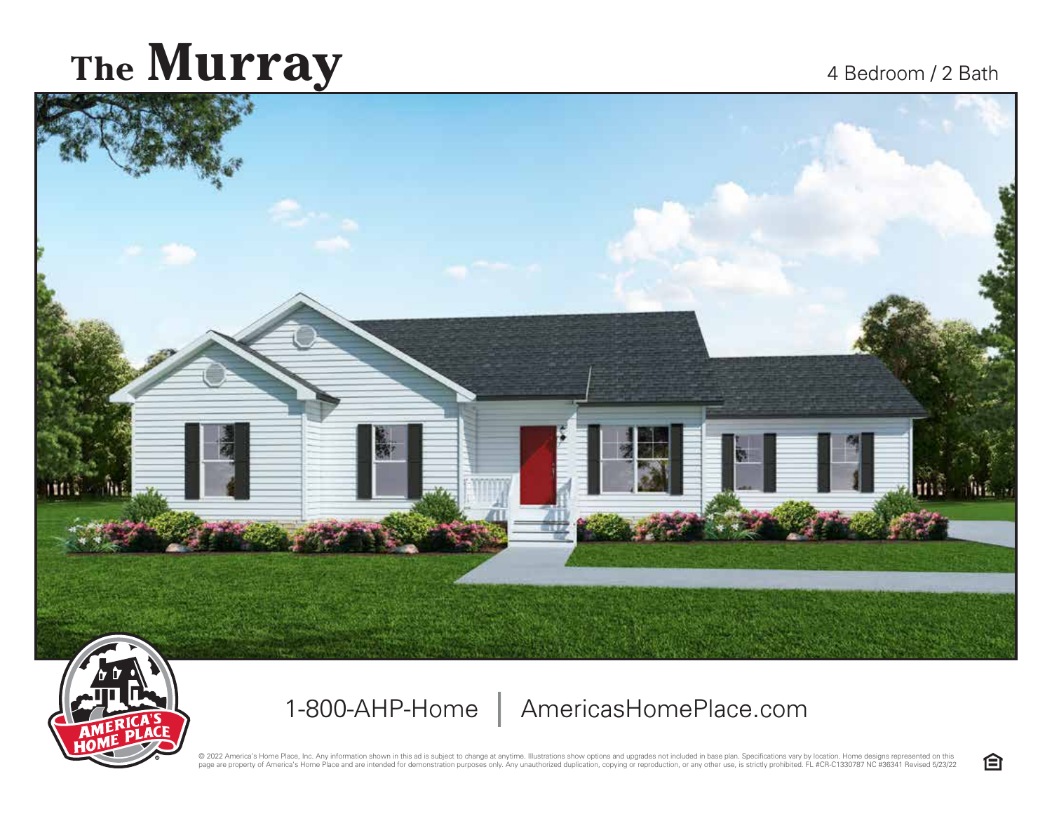# The Murray

4 Bedroom / 2 Bath

1-800-AHP-Home | AmericasHomePlace.com

© 2022 America's Home Place, Inc. Any information shown in this ad is subject to change at anytime. Illustrations show options and upgrades not included in base plan. Specifications vary by location. Home designs represented on this page are property of America's Home Place and are intended for demonstration purposes only. Any unauthorized duplication, copying or reproduction, or any other use, is strictly prohibited. FL #CR-C1330787 NC #36341 Revised 5/23/22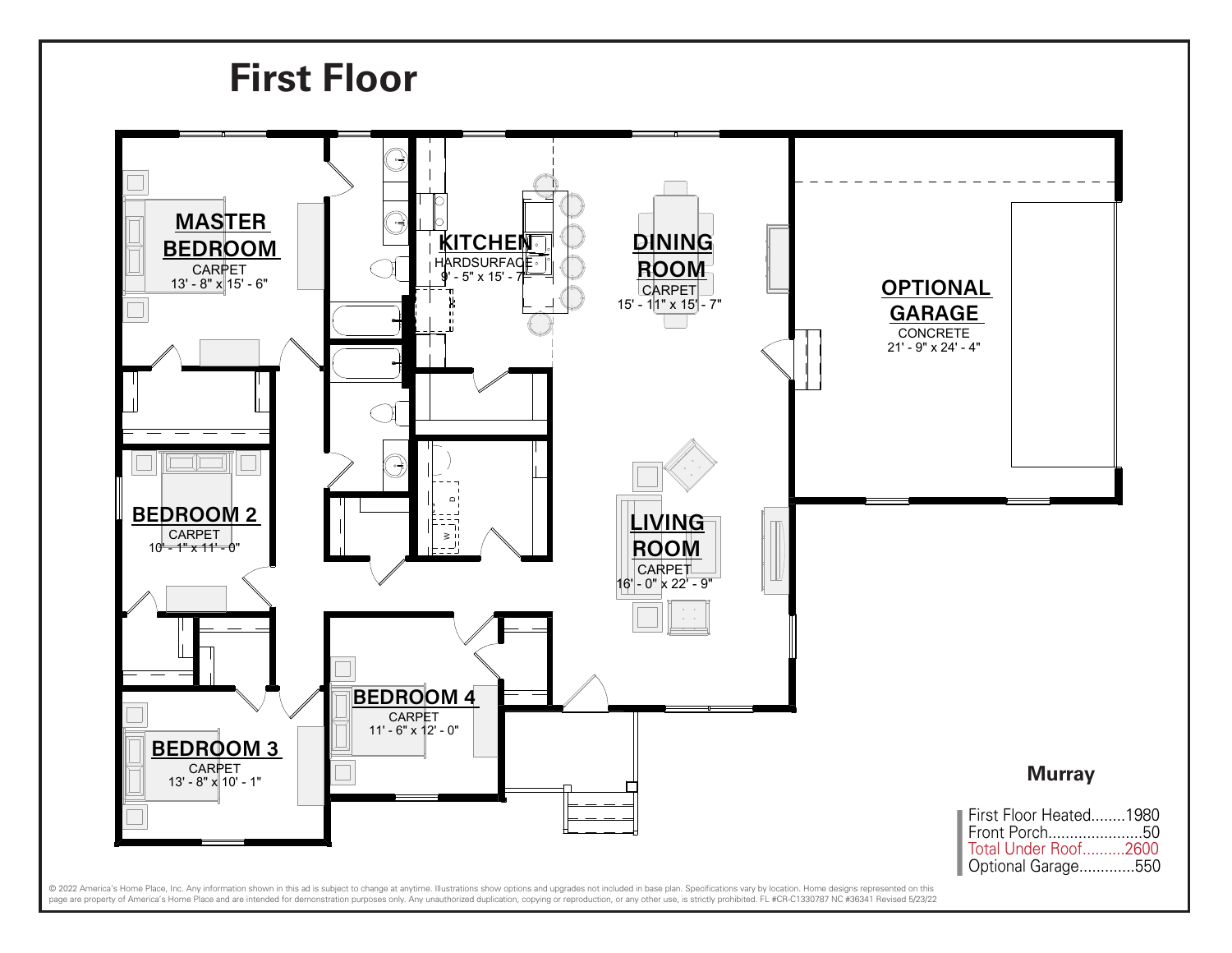# First Floor

**MASTER BEDROOM**
CARPET
13' - 8" x 15' - 6"

**KITCHEN**
HARDSURFACE
9' - 5" x 15' - 7"

**DINING ROOM**
CARPET
15' - 11" x 15' - 7"

**OPTIONAL GARAGE**
CONCRETE
21' - 9" x 24' - 4"

**BEDROOM 2**
CARPET
10' - 1" x 11' - 0"

**LIVING ROOM**
CARPET
16' - 0" x 22' - 9"

**BEDROOM 4**
CARPET
11' - 6" x 12' - 0"

**BEDROOM 3**
CARPET
13' - 8" x 10' - 1"

## Murray

First Floor Heated........1980
Front Porch......................50
Total Under Roof..........2600
Optional Garage.............550

© 2022 America's Home Place, Inc. Any information shown in this ad is subject to change at anytime. Illustrations show options and upgrades not included in base plan. Specifications vary by location. Home designs represented on this page are property of America's Home Place and are intended for demonstration purposes only. Any unauthorized duplication, copying or reproduction, or any other use, is strictly prohibited. FL #CR-C1330787 NC #36341 Revised 5/23/22